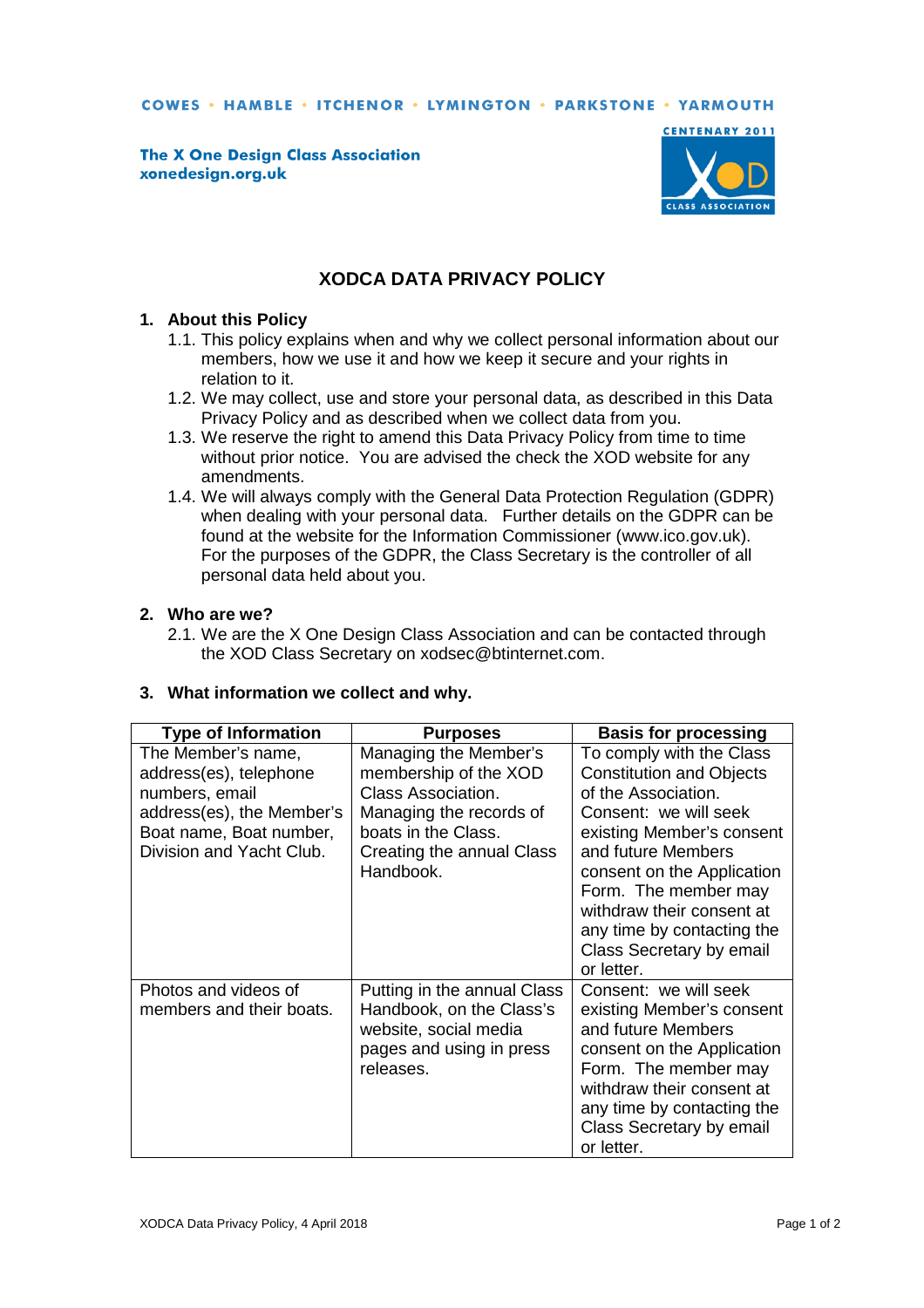COWES • HAMBLE • ITCHENOR • LYMINGTON • PARKSTONE • YARMOUTH

**The X One Design Class Association**
**xonedesign.org.uk**

# XODCA DATA PRIVACY POLICY

## 1. About this Policy

1.1. This policy explains when and why we collect personal information about our members, how we use it and how we keep it secure and your rights in relation to it.

1.2. We may collect, use and store your personal data, as described in this Data Privacy Policy and as described when we collect data from you.

1.3. We reserve the right to amend this Data Privacy Policy from time to time without prior notice. You are advised the check the XOD website for any amendments.

1.4. We will always comply with the General Data Protection Regulation (GDPR) when dealing with your personal data. Further details on the GDPR can be found at the website for the Information Commissioner (www.ico.gov.uk). For the purposes of the GDPR, the Class Secretary is the controller of all personal data held about you.

## 2. Who are we?

2.1. We are the X One Design Class Association and can be contacted through the XOD Class Secretary on xodsec@btinternet.com.

## 3. What information we collect and why.

| Type of Information | Purposes | Basis for processing |
|---|---|---|
| The Member's name, address(es), telephone numbers, email address(es), the Member's Boat name, Boat number, Division and Yacht Club. | Managing the Member's membership of the XOD Class Association. Managing the records of boats in the Class. Creating the annual Class Handbook. | To comply with the Class Constitution and Objects of the Association. Consent: we will seek existing Member's consent and future Members consent on the Application Form. The member may withdraw their consent at any time by contacting the Class Secretary by email or letter. |
| Photos and videos of members and their boats. | Putting in the annual Class Handbook, on the Class's website, social media pages and using in press releases. | Consent: we will seek existing Member's consent and future Members consent on the Application Form. The member may withdraw their consent at any time by contacting the Class Secretary by email or letter. |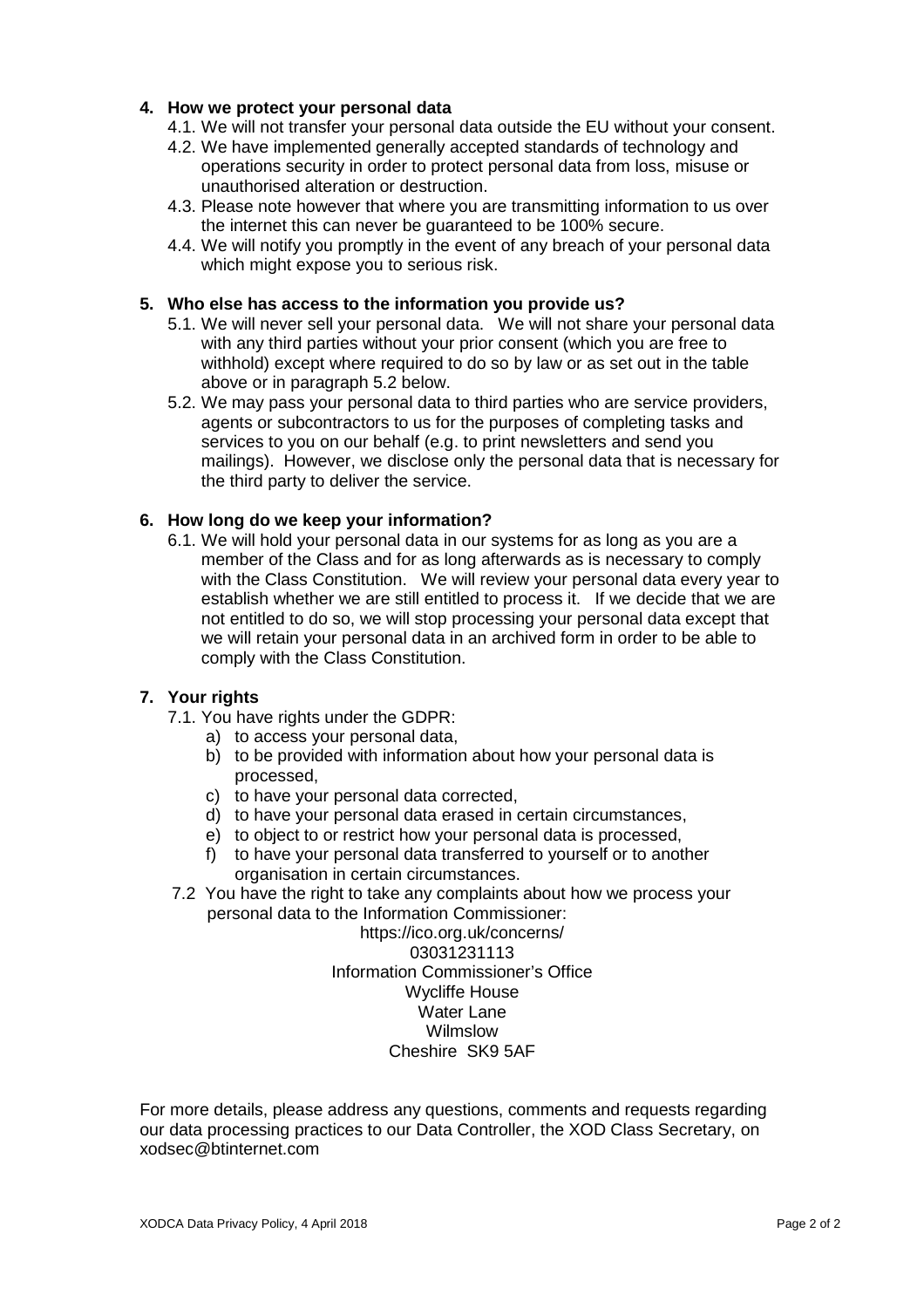## 4. How we protect your personal data

4.1. We will not transfer your personal data outside the EU without your consent.

4.2. We have implemented generally accepted standards of technology and operations security in order to protect personal data from loss, misuse or unauthorised alteration or destruction.

4.3. Please note however that where you are transmitting information to us over the internet this can never be guaranteed to be 100% secure.

4.4. We will notify you promptly in the event of any breach of your personal data which might expose you to serious risk.

## 5. Who else has access to the information you provide us?

5.1. We will never sell your personal data. We will not share your personal data with any third parties without your prior consent (which you are free to withhold) except where required to do so by law or as set out in the table above or in paragraph 5.2 below.

5.2. We may pass your personal data to third parties who are service providers, agents or subcontractors to us for the purposes of completing tasks and services to you on our behalf (e.g. to print newsletters and send you mailings). However, we disclose only the personal data that is necessary for the third party to deliver the service.

## 6. How long do we keep your information?

6.1. We will hold your personal data in our systems for as long as you are a member of the Class and for as long afterwards as is necessary to comply with the Class Constitution. We will review your personal data every year to establish whether we are still entitled to process it. If we decide that we are not entitled to do so, we will stop processing your personal data except that we will retain your personal data in an archived form in order to be able to comply with the Class Constitution.

## 7. Your rights

7.1. You have rights under the GDPR:

a) to access your personal data,
b) to be provided with information about how your personal data is processed,
c) to have your personal data corrected,
d) to have your personal data erased in certain circumstances,
e) to object to or restrict how your personal data is processed,
f) to have your personal data transferred to yourself or to another organisation in certain circumstances.

7.2 You have the right to take any complaints about how we process your personal data to the Information Commissioner:

https://ico.org.uk/concerns/
03031231113
Information Commissioner's Office
Wycliffe House
Water Lane
Wilmslow
Cheshire SK9 5AF

For more details, please address any questions, comments and requests regarding our data processing practices to our Data Controller, the XOD Class Secretary, on xodsec@btinternet.com

XODCA Data Privacy Policy, 4 April 2018